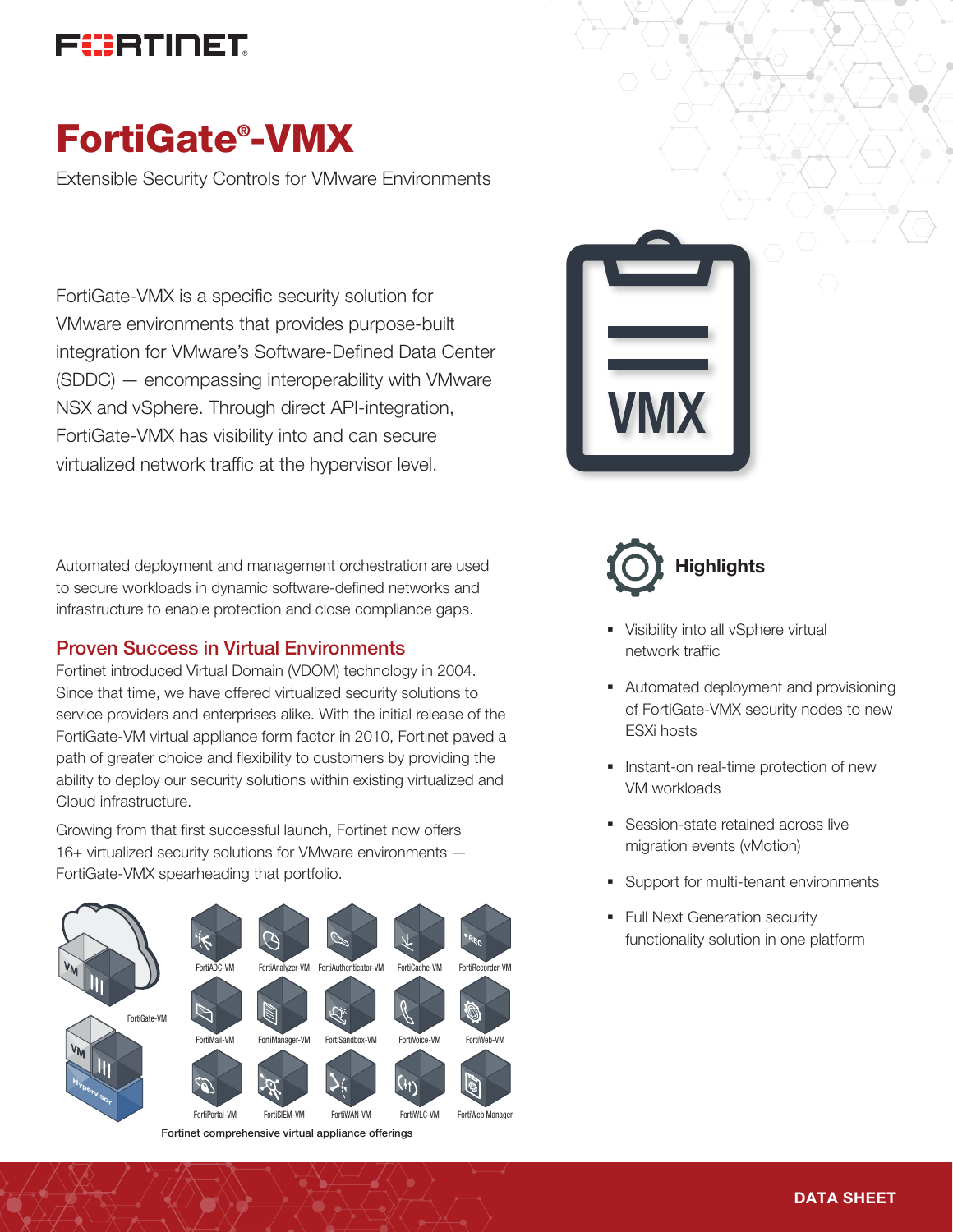# FortiGate®-VMX

Extensible Security Controls for VMware Environments

FortiGate-VMX is a specific security solution for VMware environments that provides purpose-built integration for VMware's Software-Defined Data Center (SDDC) — encompassing interoperability with VMware NSX and vSphere. Through direct API-integration, FortiGate-VMX has visibility into and can secure virtualized network traffic at the hypervisor level.

Automated deployment and management orchestration are used to secure workloads in dynamic software-defined networks and infrastructure to enable protection and close compliance gaps.

## Proven Success in Virtual Environments

Fortinet introduced Virtual Domain (VDOM) technology in 2004. Since that time, we have offered virtualized security solutions to service providers and enterprises alike. With the initial release of the FortiGate-VM virtual appliance form factor in 2010, Fortinet paved a path of greater choice and flexibility to customers by providing the ability to deploy our security solutions within existing virtualized and Cloud infrastructure.

Growing from that first successful launch, Fortinet now offers 16+ virtualized security solutions for VMware environments — FortiGate-VMX spearheading that portfolio.

FortiGate-VM, FortiADC-VM, FortiAnalyzer-VM, FortiAuthenticator-VM, FortiCache-VM, FortiRecorder-VM, FortiMail-VM, FortiManager-VM, FortiSandbox-VM, FortiVoice-VM, FortiWeb-VM, FortiPortal-VM, FortiSIEM-VM, FortiWAN-VM, FortiWLC-VM, FortiWeb Manager

Fortinet comprehensive virtual appliance offerings

## Highlights

- Visibility into all vSphere virtual network traffic
- Automated deployment and provisioning of FortiGate-VMX security nodes to new ESXi hosts
- Instant-on real-time protection of new VM workloads
- Session-state retained across live migration events (vMotion)
- Support for multi-tenant environments
- Full Next Generation security functionality solution in one platform

DATA SHEET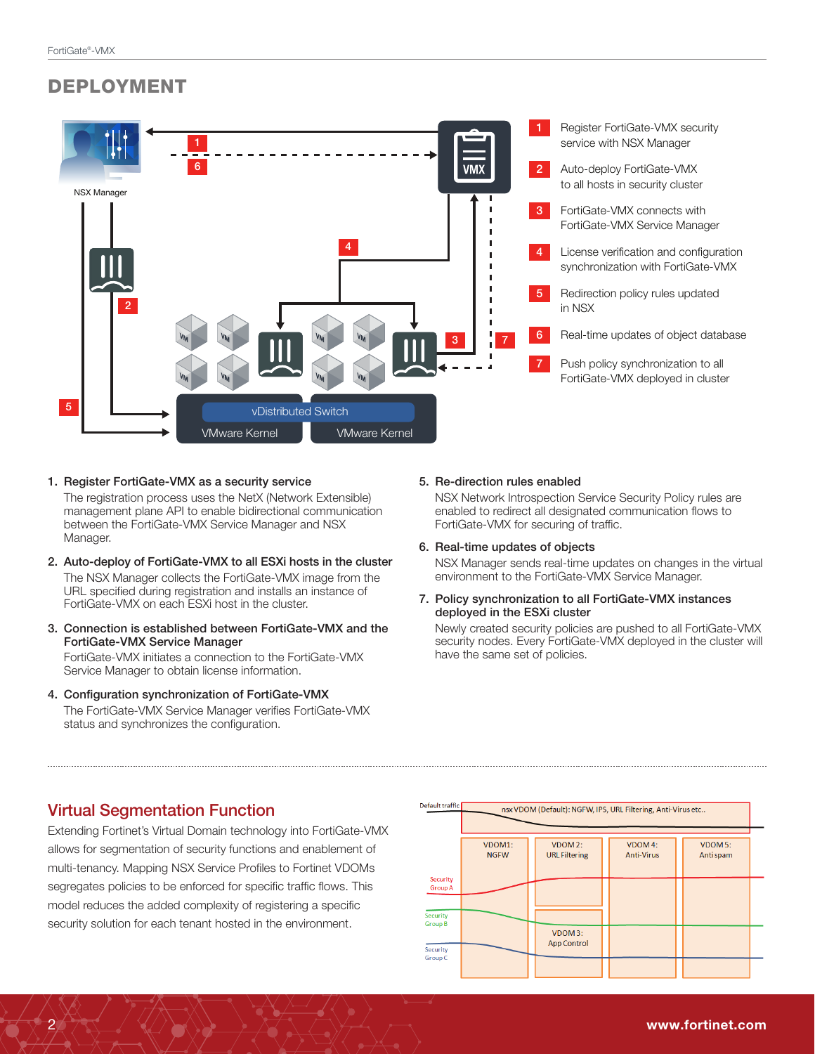## DEPLOYMENT

1. Register FortiGate-VMX security service with NSX Manager
2. Auto-deploy FortiGate-VMX to all hosts in security cluster
3. FortiGate-VMX connects with FortiGate-VMX Service Manager
4. License verification and configuration synchronization with FortiGate-VMX
5. Redirection policy rules updated in NSX
6. Real-time updates of object database
7. Push policy synchronization to all FortiGate-VMX deployed in cluster

1. **Register FortiGate-VMX as a security service**
   The registration process uses the NetX (Network Extensible) management plane API to enable bidirectional communication between the FortiGate-VMX Service Manager and NSX Manager.

2. **Auto-deploy of FortiGate-VMX to all ESXi hosts in the cluster**
   The NSX Manager collects the FortiGate-VMX image from the URL specified during registration and installs an instance of FortiGate-VMX on each ESXi host in the cluster.

3. **Connection is established between FortiGate-VMX and the FortiGate-VMX Service Manager**
   FortiGate-VMX initiates a connection to the FortiGate-VMX Service Manager to obtain license information.

4. **Configuration synchronization of FortiGate-VMX**
   The FortiGate-VMX Service Manager verifies FortiGate-VMX status and synchronizes the configuration.

5. **Re-direction rules enabled**
   NSX Network Introspection Service Security Policy rules are enabled to redirect all designated communication flows to FortiGate-VMX for securing of traffic.

6. **Real-time updates of objects**
   NSX Manager sends real-time updates on changes in the virtual environment to the FortiGate-VMX Service Manager.

7. **Policy synchronization to all FortiGate-VMX instances deployed in the ESXi cluster**
   Newly created security policies are pushed to all FortiGate-VMX security nodes. Every FortiGate-VMX deployed in the cluster will have the same set of policies.

## Virtual Segmentation Function

Extending Fortinet's Virtual Domain technology into FortiGate-VMX allows for segmentation of security functions and enablement of multi-tenancy. Mapping NSX Service Profiles to Fortinet VDOMs segregates policies to be enforced for specific traffic flows. This model reduces the added complexity of registering a specific security solution for each tenant hosted in the environment.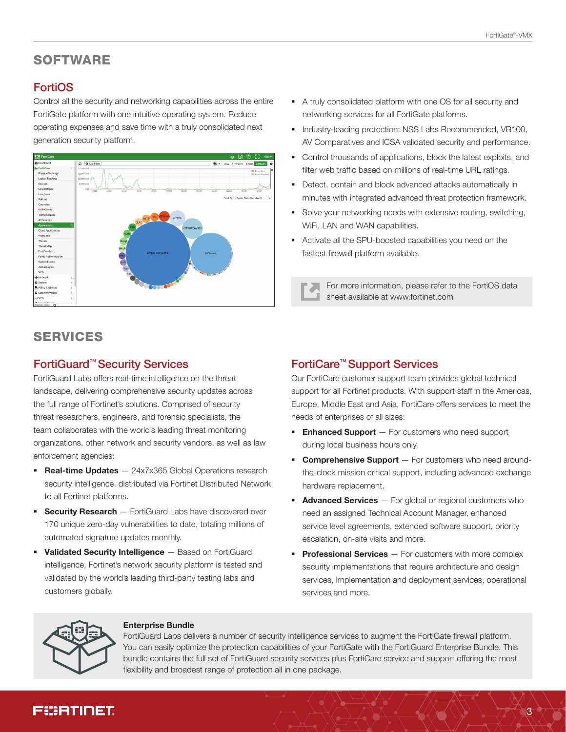## SOFTWARE

### FortiOS

Control all the security and networking capabilities across the entire FortiGate platform with one intuitive operating system. Reduce operating expenses and save time with a truly consolidated next generation security platform.

- A truly consolidated platform with one OS for all security and networking services for all FortiGate platforms.
- Industry-leading protection: NSS Labs Recommended, VB100, AV Comparatives and ICSA validated security and performance.
- Control thousands of applications, block the latest exploits, and filter web traffic based on millions of real-time URL ratings.
- Detect, contain and block advanced attacks automatically in minutes with integrated advanced threat protection framework.
- Solve your networking needs with extensive routing, switching, WiFi, LAN and WAN capabilities.
- Activate all the SPU-boosted capabilities you need on the fastest firewall platform available.

For more information, please refer to the FortiOS data sheet available at www.fortinet.com

## SERVICES

### FortiGuard™ Security Services

FortiGuard Labs offers real-time intelligence on the threat landscape, delivering comprehensive security updates across the full range of Fortinet's solutions. Comprised of security threat researchers, engineers, and forensic specialists, the team collaborates with the world's leading threat monitoring organizations, other network and security vendors, as well as law enforcement agencies:

- **Real-time Updates** — 24x7x365 Global Operations research security intelligence, distributed via Fortinet Distributed Network to all Fortinet platforms.
- **Security Research** — FortiGuard Labs have discovered over 170 unique zero-day vulnerabilities to date, totaling millions of automated signature updates monthly.
- **Validated Security Intelligence** — Based on FortiGuard intelligence, Fortinet's network security platform is tested and validated by the world's leading third-party testing labs and customers globally.

### FortiCare™ Support Services

Our FortiCare customer support team provides global technical support for all Fortinet products. With support staff in the Americas, Europe, Middle East and Asia, FortiCare offers services to meet the needs of enterprises of all sizes:

- **Enhanced Support** — For customers who need support during local business hours only.
- **Comprehensive Support** — For customers who need around-the-clock mission critical support, including advanced exchange hardware replacement.
- **Advanced Services** — For global or regional customers who need an assigned Technical Account Manager, enhanced service level agreements, extended software support, priority escalation, on-site visits and more.
- **Professional Services** — For customers with more complex security implementations that require architecture and design services, implementation and deployment services, operational services and more.

**Enterprise Bundle**

FortiGuard Labs delivers a number of security intelligence services to augment the FortiGate firewall platform. You can easily optimize the protection capabilities of your FortiGate with the FortiGuard Enterprise Bundle. This bundle contains the full set of FortiGuard security services plus FortiCare service and support offering the most flexibility and broadest range of protection all in one package.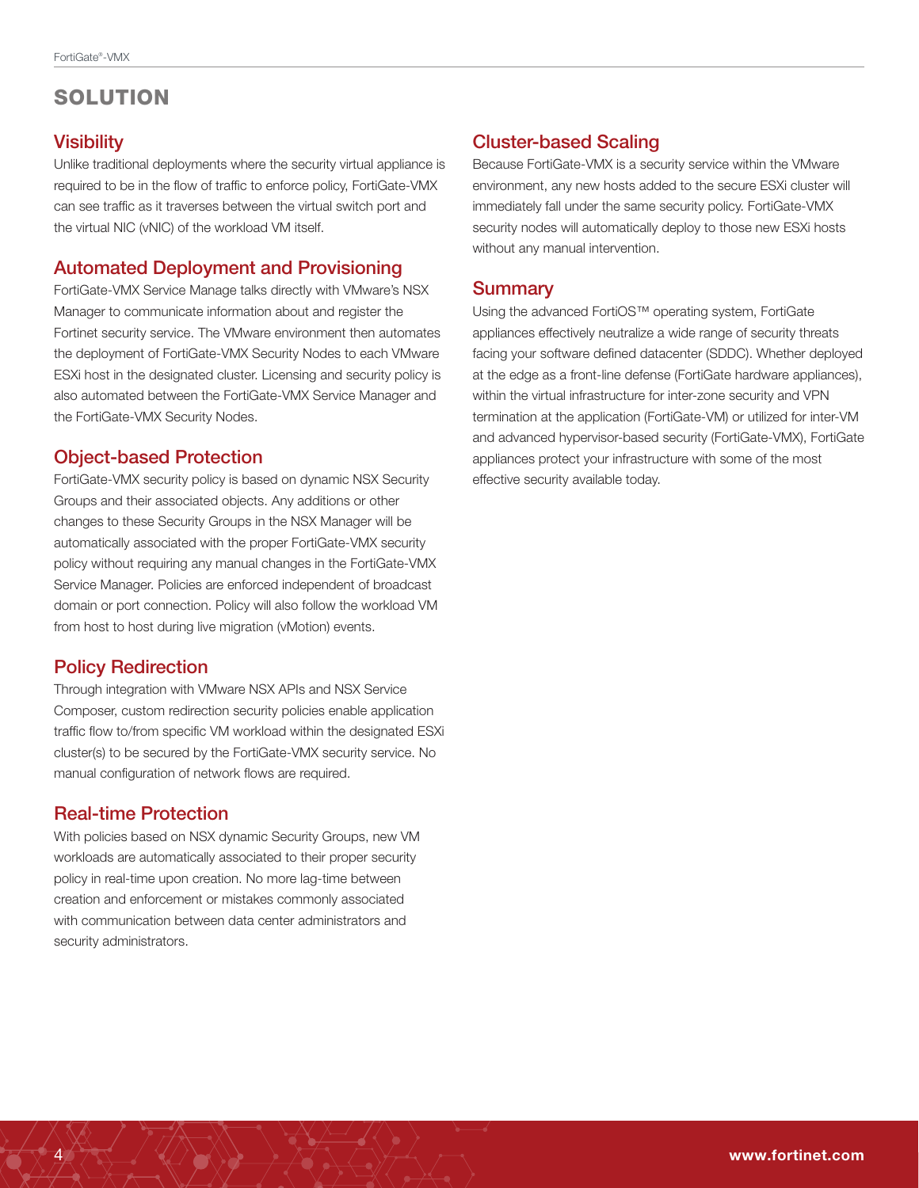# SOLUTION

## Visibility

Unlike traditional deployments where the security virtual appliance is required to be in the flow of traffic to enforce policy, FortiGate-VMX can see traffic as it traverses between the virtual switch port and the virtual NIC (vNIC) of the workload VM itself.

## Automated Deployment and Provisioning

FortiGate-VMX Service Manage talks directly with VMware's NSX Manager to communicate information about and register the Fortinet security service. The VMware environment then automates the deployment of FortiGate-VMX Security Nodes to each VMware ESXi host in the designated cluster. Licensing and security policy is also automated between the FortiGate-VMX Service Manager and the FortiGate-VMX Security Nodes.

## Object-based Protection

FortiGate-VMX security policy is based on dynamic NSX Security Groups and their associated objects. Any additions or other changes to these Security Groups in the NSX Manager will be automatically associated with the proper FortiGate-VMX security policy without requiring any manual changes in the FortiGate-VMX Service Manager. Policies are enforced independent of broadcast domain or port connection. Policy will also follow the workload VM from host to host during live migration (vMotion) events.

## Policy Redirection

Through integration with VMware NSX APIs and NSX Service Composer, custom redirection security policies enable application traffic flow to/from specific VM workload within the designated ESXi cluster(s) to be secured by the FortiGate-VMX security service. No manual configuration of network flows are required.

## Real-time Protection

With policies based on NSX dynamic Security Groups, new VM workloads are automatically associated to their proper security policy in real-time upon creation. No more lag-time between creation and enforcement or mistakes commonly associated with communication between data center administrators and security administrators.

## Cluster-based Scaling

Because FortiGate-VMX is a security service within the VMware environment, any new hosts added to the secure ESXi cluster will immediately fall under the same security policy. FortiGate-VMX security nodes will automatically deploy to those new ESXi hosts without any manual intervention.

## Summary

Using the advanced FortiOS™ operating system, FortiGate appliances effectively neutralize a wide range of security threats facing your software defined datacenter (SDDC). Whether deployed at the edge as a front-line defense (FortiGate hardware appliances), within the virtual infrastructure for inter-zone security and VPN termination at the application (FortiGate-VM) or utilized for inter-VM and advanced hypervisor-based security (FortiGate-VMX), FortiGate appliances protect your infrastructure with some of the most effective security available today.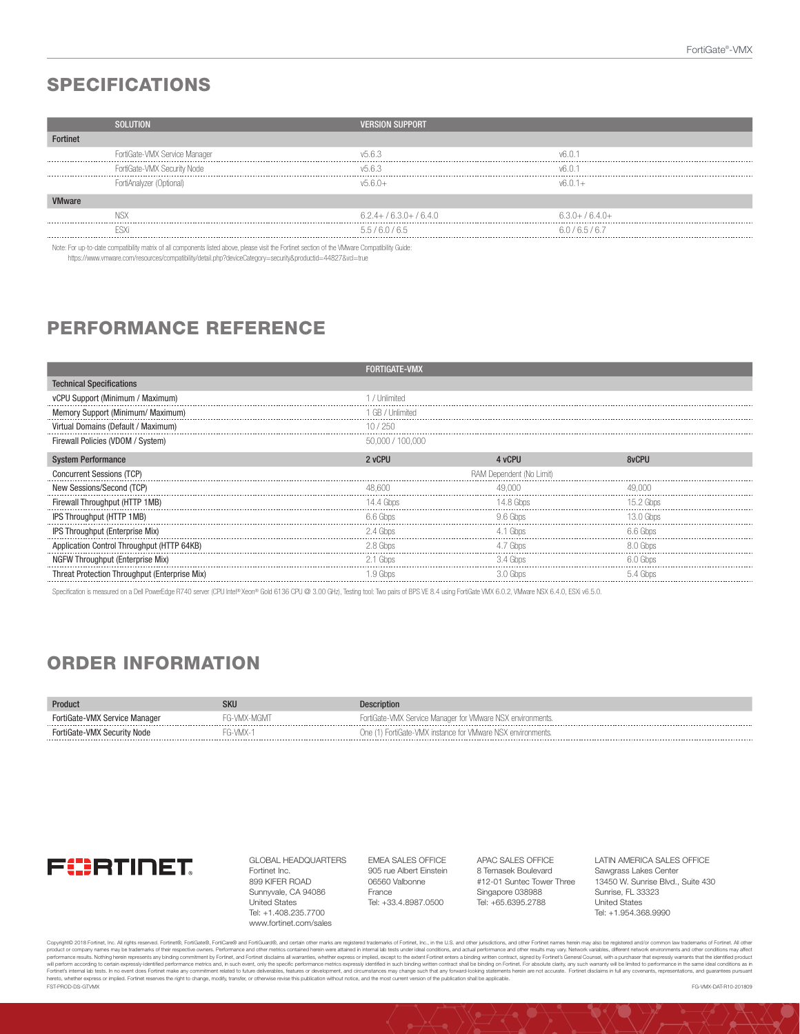## SPECIFICATIONS

| | SOLUTION | VERSION SUPPORT | |
|---|---|---|---|
| **Fortinet** | | | |
| | FortiGate-VMX Service Manager | v5.6.3 | v6.0.1 |
| | FortiGate-VMX Security Node | v5.6.3 | v6.0.1 |
| | FortiAnalyzer (Optional) | v5.6.0+ | v6.0.1+ |
| **VMware** | | | |
| | NSX | 6.2.4+ / 6.3.0+ / 6.4.0 | 6.3.0+ / 6.4.0+ |
| | ESXi | 5.5 / 6.0 / 6.5 | 6.0 / 6.5 / 6.7 |

Note: For up-to-date compatibility matrix of all components listed above, please visit the Fortinet section of the VMware Compatibility Guide:
https://www.vmware.com/resources/compatibility/detail.php?deviceCategory=security&productid=44827&vcl=true

## PERFORMANCE REFERENCE

| | FORTIGATE-VMX | | |
|---|---|---|---|
| **Technical Specifications** | | | |
| vCPU Support (Minimum / Maximum) | 1 / Unlimited | | |
| Memory Support (Minimum/ Maximum) | 1 GB / Unlimited | | |
| Virtual Domains (Default / Maximum) | 10 / 250 | | |
| Firewall Policies (VDOM / System) | 50,000 / 100,000 | | |
| **System Performance** | **2 vCPU** | **4 vCPU** | **8vCPU** |
| Concurrent Sessions (TCP) | | RAM Dependent (No Limit) | |
| New Sessions/Second (TCP) | 48,600 | 49,000 | 49,000 |
| Firewall Throughput (HTTP 1MB) | 14.4 Gbps | 14.8 Gbps | 15.2 Gbps |
| IPS Throughput (HTTP 1MB) | 6.6 Gbps | 9.6 Gbps | 13.0 Gbps |
| IPS Throughput (Enterprise Mix) | 2.4 Gbps | 4.1 Gbps | 6.6 Gbps |
| Application Control Throughput (HTTP 64KB) | 2.8 Gbps | 4.7 Gbps | 8.0 Gbps |
| NGFW Throughput (Enterprise Mix) | 2.1 Gbps | 3.4 Gbps | 6.0 Gbps |
| Threat Protection Throughput (Enterprise Mix) | 1.9 Gbps | 3.0 Gbps | 5.4 Gbps |

Specification is measured on a Dell PowerEdge R740 server (CPU Intel® Xeon® Gold 6136 CPU @ 3.00 GHz), Testing tool: Two pairs of BPS VE 8.4 using FortiGate VMX 6.0.2, VMware NSX 6.4.0, ESXi v6.5.0.

## ORDER INFORMATION

| Product | SKU | Description |
|---|---|---|
| FortiGate-VMX Service Manager | FG-VMX-MGMT | FortiGate-VMX Service Manager for VMware NSX environments. |
| FortiGate-VMX Security Node | FG-VMX-1 | One (1) FortiGate-VMX instance for VMware NSX environments. |

FORTINET

GLOBAL HEADQUARTERS
Fortinet Inc.
899 KIFER ROAD
Sunnyvale, CA 94086
United States
Tel: +1.408.235.7700
www.fortinet.com/sales

EMEA SALES OFFICE
905 rue Albert Einstein
06560 Valbonne
France
Tel: +33.4.8987.0500

APAC SALES OFFICE
8 Temasek Boulevard
#12-01 Suntec Tower Three
Singapore 038988
Tel: +65.6395.2788

LATIN AMERICA SALES OFFICE
Sawgrass Lakes Center
13450 W. Sunrise Blvd., Suite 430
Sunrise, FL 33323
United States
Tel: +1.954.368.9990

Copyright© 2018 Fortinet, Inc. All rights reserved. Fortinet®, FortiGate®, FortiCare® and FortiGuard®, and certain other marks are registered trademarks of Fortinet, Inc., in the U.S. and other jurisdictions, and other Fortinet names herein may also be registered and/or common law trademarks of Fortinet. All other product or company names may be trademarks of their respective owners. Performance and other metrics contained herein were attained in internal lab tests under ideal conditions, and actual performance and other results may vary. Network variables, different network environments and other conditions may affect performance results. Nothing herein represents any binding commitment by Fortinet, and Fortinet disclaims all warranties, whether express or implied, except to the extent Fortinet enters a binding written contract, signed by Fortinet's General Counsel, with a purchaser that expressly warrants that the identified product will perform according to certain expressly-identified performance metrics and, in such event, only the specific performance metrics expressly identified in such binding written contract shall be binding on Fortinet. For absolute clarity, any such warranty will be limited to performance in the same ideal conditions as in Fortinet's internal lab tests. In no event does Fortinet make any commitment related to future deliverables, features or development, and circumstances may change such that any forward-looking statements herein are not accurate. Fortinet disclaims in full any covenants, representations, and guarantees pursuant hereto, whether express or implied. Fortinet reserves the right to change, modify, transfer, or otherwise revise this publication without notice, and the most current version of the publication shall be applicable.

FST-PROD-DS-GTVMX

FG-VMX-DAT-R10-201809